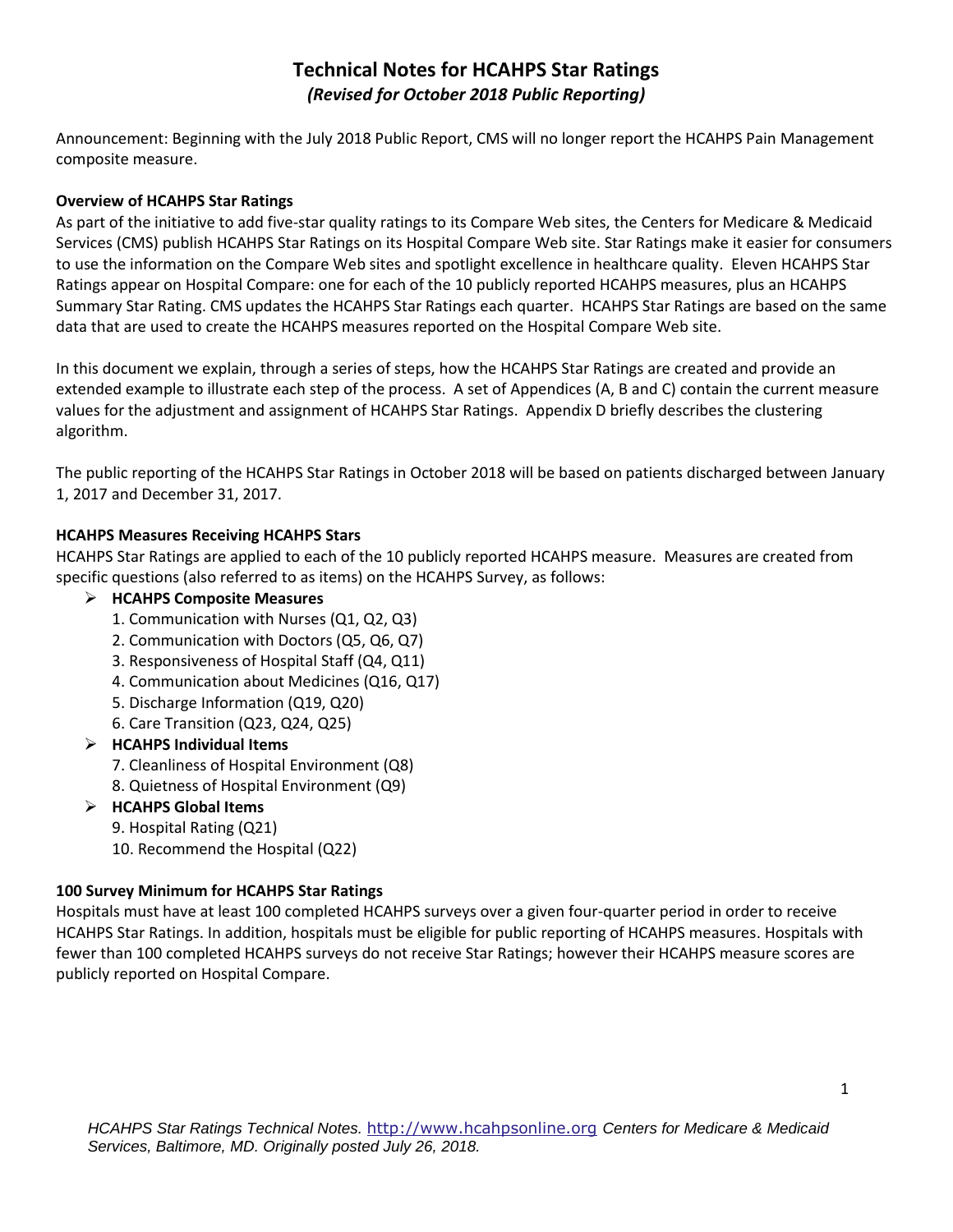# Technical Notes for HCAHPS Star Ratings

***(Revised for October 2018 Public Reporting)***

Announcement: Beginning with the July 2018 Public Report, CMS will no longer report the HCAHPS Pain Management composite measure.

**Overview of HCAHPS Star Ratings**

As part of the initiative to add five-star quality ratings to its Compare Web sites, the Centers for Medicare & Medicaid Services (CMS) publish HCAHPS Star Ratings on its Hospital Compare Web site. Star Ratings make it easier for consumers to use the information on the Compare Web sites and spotlight excellence in healthcare quality. Eleven HCAHPS Star Ratings appear on Hospital Compare: one for each of the 10 publicly reported HCAHPS measures, plus an HCAHPS Summary Star Rating. CMS updates the HCAHPS Star Ratings each quarter. HCAHPS Star Ratings are based on the same data that are used to create the HCAHPS measures reported on the Hospital Compare Web site.

In this document we explain, through a series of steps, how the HCAHPS Star Ratings are created and provide an extended example to illustrate each step of the process. A set of Appendices (A, B and C) contain the current measure values for the adjustment and assignment of HCAHPS Star Ratings. Appendix D briefly describes the clustering algorithm.

The public reporting of the HCAHPS Star Ratings in October 2018 will be based on patients discharged between January 1, 2017 and December 31, 2017.

**HCAHPS Measures Receiving HCAHPS Stars**

HCAHPS Star Ratings are applied to each of the 10 publicly reported HCAHPS measure. Measures are created from specific questions (also referred to as items) on the HCAHPS Survey, as follows:

- **HCAHPS Composite Measures**
  1. Communication with Nurses (Q1, Q2, Q3)
  2. Communication with Doctors (Q5, Q6, Q7)
  3. Responsiveness of Hospital Staff (Q4, Q11)
  4. Communication about Medicines (Q16, Q17)
  5. Discharge Information (Q19, Q20)
  6. Care Transition (Q23, Q24, Q25)
- **HCAHPS Individual Items**
  7. Cleanliness of Hospital Environment (Q8)
  8. Quietness of Hospital Environment (Q9)
- **HCAHPS Global Items**
  9. Hospital Rating (Q21)
  10. Recommend the Hospital (Q22)

**100 Survey Minimum for HCAHPS Star Ratings**

Hospitals must have at least 100 completed HCAHPS surveys over a given four-quarter period in order to receive HCAHPS Star Ratings. In addition, hospitals must be eligible for public reporting of HCAHPS measures. Hospitals with fewer than 100 completed HCAHPS surveys do not receive Star Ratings; however their HCAHPS measure scores are publicly reported on Hospital Compare.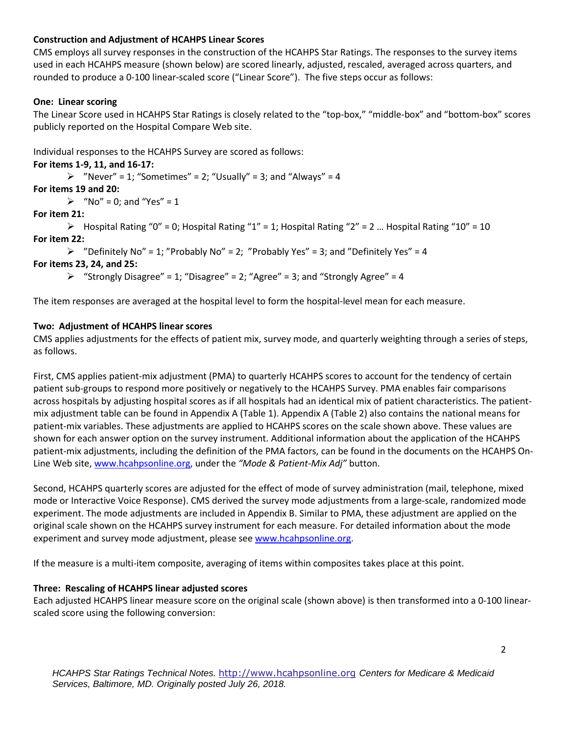### Construction and Adjustment of HCAHPS Linear Scores

CMS employs all survey responses in the construction of the HCAHPS Star Ratings. The responses to the survey items used in each HCAHPS measure (shown below) are scored linearly, adjusted, rescaled, averaged across quarters, and rounded to produce a 0-100 linear-scaled score ("Linear Score"). The five steps occur as follows:

#### One: Linear scoring

The Linear Score used in HCAHPS Star Ratings is closely related to the "top-box," "middle-box" and "bottom-box" scores publicly reported on the Hospital Compare Web site.

Individual responses to the HCAHPS Survey are scored as follows:

**For items 1-9, 11, and 16-17:**

- "Never" = 1; "Sometimes" = 2; "Usually" = 3; and "Always" = 4

**For items 19 and 20:**

- "No" = 0; and "Yes" = 1

**For item 21:**

- Hospital Rating "0" = 0; Hospital Rating "1" = 1; Hospital Rating "2" = 2 … Hospital Rating "10" = 10

**For item 22:**

- "Definitely No" = 1; "Probably No" = 2; "Probably Yes" = 3; and "Definitely Yes" = 4

**For items 23, 24, and 25:**

- "Strongly Disagree" = 1; "Disagree" = 2; "Agree" = 3; and "Strongly Agree" = 4

The item responses are averaged at the hospital level to form the hospital-level mean for each measure.

#### Two: Adjustment of HCAHPS linear scores

CMS applies adjustments for the effects of patient mix, survey mode, and quarterly weighting through a series of steps, as follows.

First, CMS applies patient-mix adjustment (PMA) to quarterly HCAHPS scores to account for the tendency of certain patient sub-groups to respond more positively or negatively to the HCAHPS Survey. PMA enables fair comparisons across hospitals by adjusting hospital scores as if all hospitals had an identical mix of patient characteristics. The patient-mix adjustment table can be found in Appendix A (Table 1). Appendix A (Table 2) also contains the national means for patient-mix variables. These adjustments are applied to HCAHPS scores on the scale shown above. These values are shown for each answer option on the survey instrument. Additional information about the application of the HCAHPS patient-mix adjustments, including the definition of the PMA factors, can be found in the documents on the HCAHPS On-Line Web site, www.hcahpsonline.org, under the *"Mode & Patient-Mix Adj"* button.

Second, HCAHPS quarterly scores are adjusted for the effect of mode of survey administration (mail, telephone, mixed mode or Interactive Voice Response). CMS derived the survey mode adjustments from a large-scale, randomized mode experiment. The mode adjustments are included in Appendix B. Similar to PMA, these adjustment are applied on the original scale shown on the HCAHPS survey instrument for each measure. For detailed information about the mode experiment and survey mode adjustment, please see www.hcahpsonline.org.

If the measure is a multi-item composite, averaging of items within composites takes place at this point.

#### Three: Rescaling of HCAHPS linear adjusted scores

Each adjusted HCAHPS linear measure score on the original scale (shown above) is then transformed into a 0-100 linear-scaled score using the following conversion: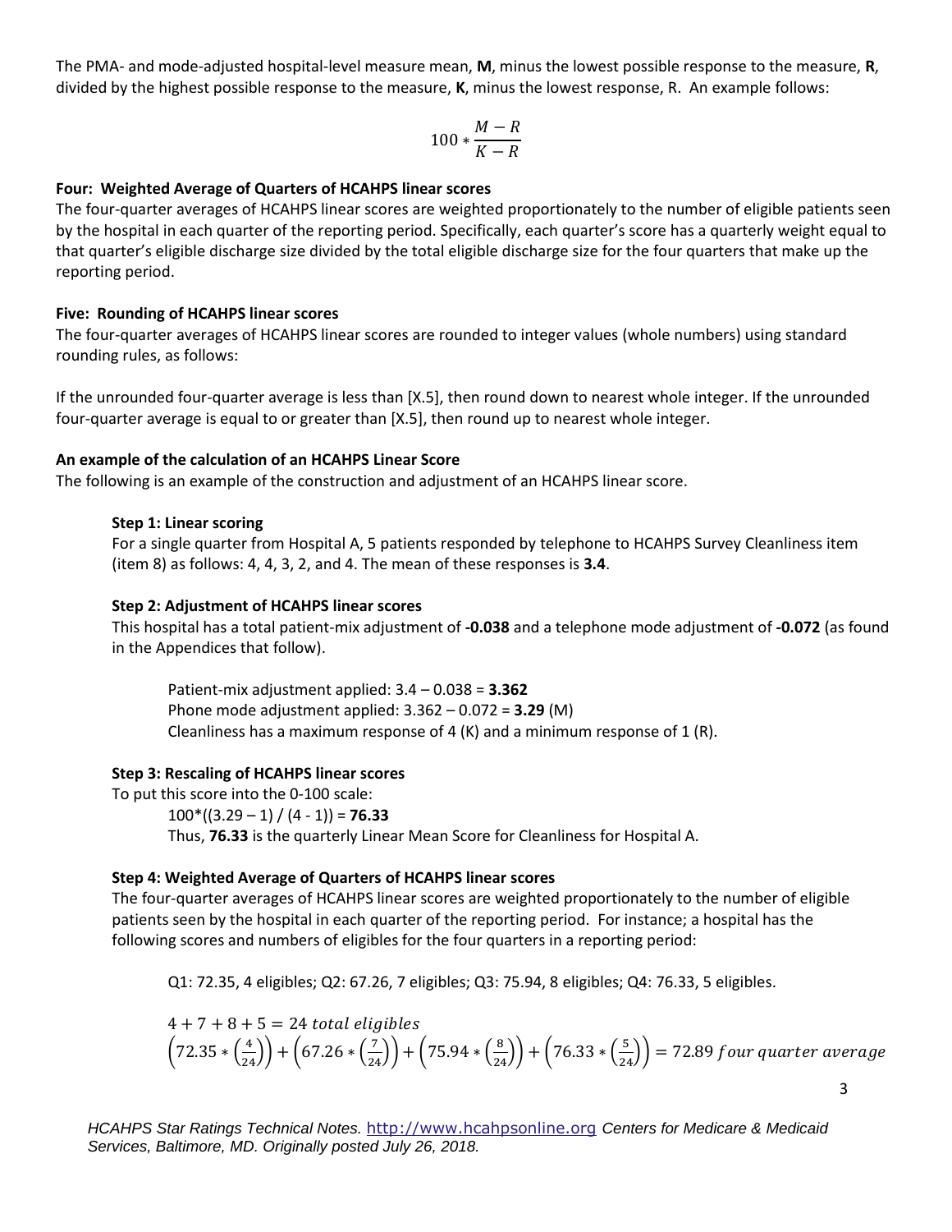The PMA- and mode-adjusted hospital-level measure mean, **M**, minus the lowest possible response to the measure, **R**, divided by the highest possible response to the measure, **K**, minus the lowest response, R. An example follows:

$$100 * \frac{M - R}{K - R}$$

**Four: Weighted Average of Quarters of HCAHPS linear scores**

The four-quarter averages of HCAHPS linear scores are weighted proportionately to the number of eligible patients seen by the hospital in each quarter of the reporting period. Specifically, each quarter's score has a quarterly weight equal to that quarter's eligible discharge size divided by the total eligible discharge size for the four quarters that make up the reporting period.

**Five: Rounding of HCAHPS linear scores**

The four-quarter averages of HCAHPS linear scores are rounded to integer values (whole numbers) using standard rounding rules, as follows:

If the unrounded four-quarter average is less than [X.5], then round down to nearest whole integer. If the unrounded four-quarter average is equal to or greater than [X.5], then round up to nearest whole integer.

**An example of the calculation of an HCAHPS Linear Score**

The following is an example of the construction and adjustment of an HCAHPS linear score.

**Step 1: Linear scoring**

For a single quarter from Hospital A, 5 patients responded by telephone to HCAHPS Survey Cleanliness item (item 8) as follows: 4, 4, 3, 2, and 4. The mean of these responses is **3.4**.

**Step 2: Adjustment of HCAHPS linear scores**

This hospital has a total patient-mix adjustment of **-0.038** and a telephone mode adjustment of **-0.072** (as found in the Appendices that follow).

Patient-mix adjustment applied: 3.4 – 0.038 = **3.362**
Phone mode adjustment applied: 3.362 – 0.072 = **3.29** (M)
Cleanliness has a maximum response of 4 (K) and a minimum response of 1 (R).

**Step 3: Rescaling of HCAHPS linear scores**

To put this score into the 0-100 scale:
100*((3.29 – 1) / (4 - 1)) = **76.33**
Thus, **76.33** is the quarterly Linear Mean Score for Cleanliness for Hospital A.

**Step 4: Weighted Average of Quarters of HCAHPS linear scores**

The four-quarter averages of HCAHPS linear scores are weighted proportionately to the number of eligible patients seen by the hospital in each quarter of the reporting period. For instance; a hospital has the following scores and numbers of eligibles for the four quarters in a reporting period:

Q1: 72.35, 4 eligibles; Q2: 67.26, 7 eligibles; Q3: 75.94, 8 eligibles; Q4: 76.33, 5 eligibles.

$$4 + 7 + 8 + 5 = 24 \; total \; eligibles$$

$$\left(72.35 * \left(\frac{4}{24}\right)\right) + \left(67.26 * \left(\frac{7}{24}\right)\right) + \left(75.94 * \left(\frac{8}{24}\right)\right) + \left(76.33 * \left(\frac{5}{24}\right)\right) = 72.89 \; four \; quarter \; average$$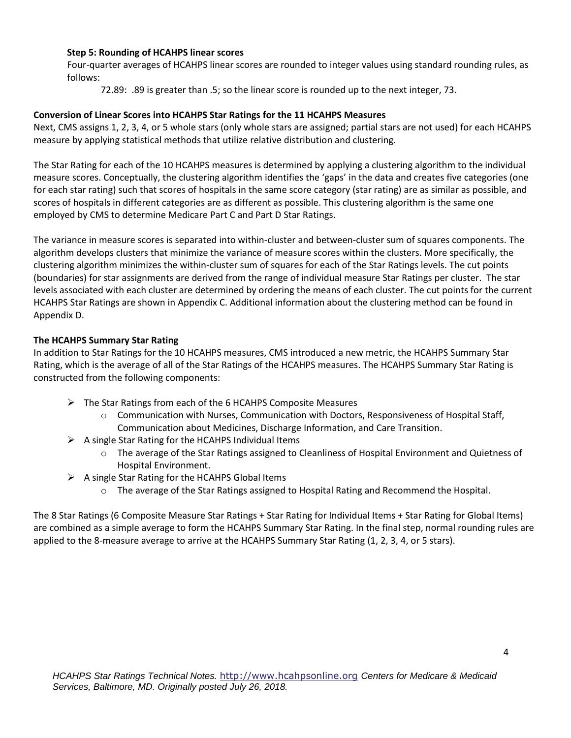**Step 5: Rounding of HCAHPS linear scores**

Four-quarter averages of HCAHPS linear scores are rounded to integer values using standard rounding rules, as follows:

72.89: .89 is greater than .5; so the linear score is rounded up to the next integer, 73.

**Conversion of Linear Scores into HCAHPS Star Ratings for the 11 HCAHPS Measures**

Next, CMS assigns 1, 2, 3, 4, or 5 whole stars (only whole stars are assigned; partial stars are not used) for each HCAHPS measure by applying statistical methods that utilize relative distribution and clustering.

The Star Rating for each of the 10 HCAHPS measures is determined by applying a clustering algorithm to the individual measure scores. Conceptually, the clustering algorithm identifies the 'gaps' in the data and creates five categories (one for each star rating) such that scores of hospitals in the same score category (star rating) are as similar as possible, and scores of hospitals in different categories are as different as possible. This clustering algorithm is the same one employed by CMS to determine Medicare Part C and Part D Star Ratings.

The variance in measure scores is separated into within-cluster and between-cluster sum of squares components. The algorithm develops clusters that minimize the variance of measure scores within the clusters. More specifically, the clustering algorithm minimizes the within-cluster sum of squares for each of the Star Ratings levels. The cut points (boundaries) for star assignments are derived from the range of individual measure Star Ratings per cluster. The star levels associated with each cluster are determined by ordering the means of each cluster. The cut points for the current HCAHPS Star Ratings are shown in Appendix C. Additional information about the clustering method can be found in Appendix D.

**The HCAHPS Summary Star Rating**

In addition to Star Ratings for the 10 HCAHPS measures, CMS introduced a new metric, the HCAHPS Summary Star Rating, which is the average of all of the Star Ratings of the HCAHPS measures. The HCAHPS Summary Star Rating is constructed from the following components:

- The Star Ratings from each of the 6 HCAHPS Composite Measures
  - Communication with Nurses, Communication with Doctors, Responsiveness of Hospital Staff, Communication about Medicines, Discharge Information, and Care Transition.
- A single Star Rating for the HCAHPS Individual Items
  - The average of the Star Ratings assigned to Cleanliness of Hospital Environment and Quietness of Hospital Environment.
- A single Star Rating for the HCAHPS Global Items
  - The average of the Star Ratings assigned to Hospital Rating and Recommend the Hospital.

The 8 Star Ratings (6 Composite Measure Star Ratings + Star Rating for Individual Items + Star Rating for Global Items) are combined as a simple average to form the HCAHPS Summary Star Rating. In the final step, normal rounding rules are applied to the 8-measure average to arrive at the HCAHPS Summary Star Rating (1, 2, 3, 4, or 5 stars).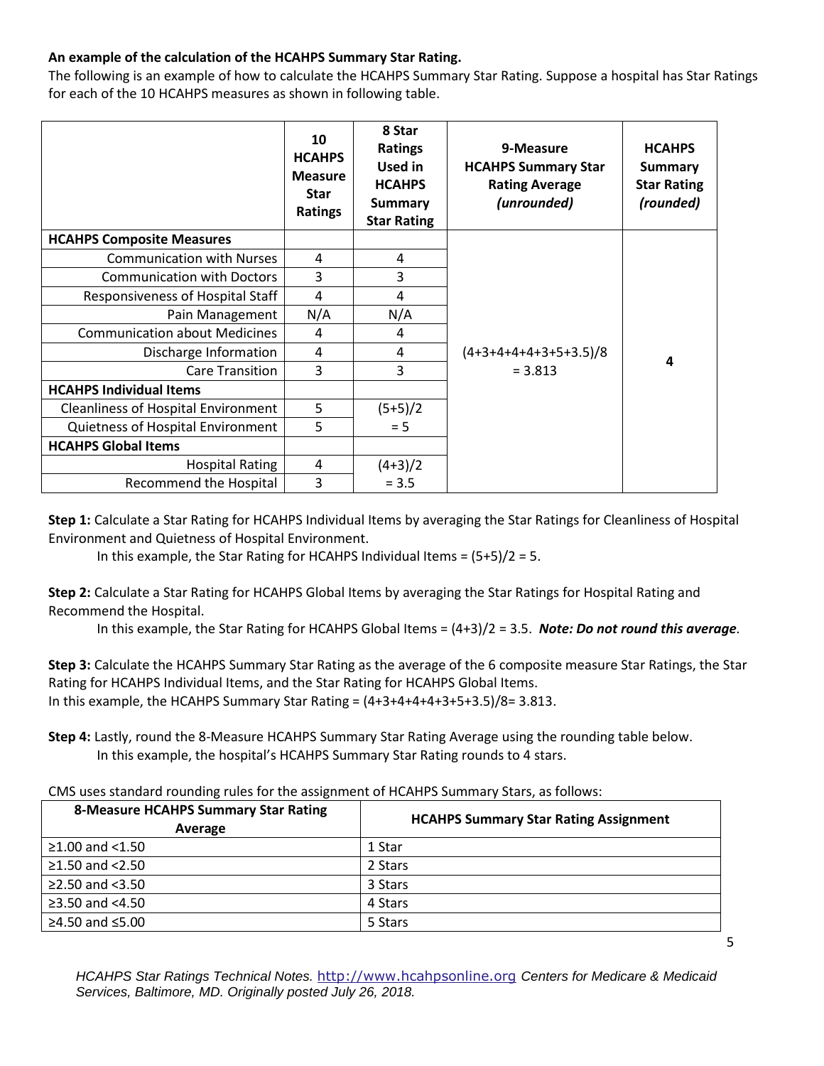**An example of the calculation of the HCAHPS Summary Star Rating.**

The following is an example of how to calculate the HCAHPS Summary Star Rating. Suppose a hospital has Star Ratings for each of the 10 HCAHPS measures as shown in following table.

| | 10 HCAHPS Measure Star Ratings | 8 Star Ratings Used in HCAHPS Summary Star Rating | 9-Measure HCAHPS Summary Star Rating Average *(unrounded)* | HCAHPS Summary Star Rating *(rounded)* |
|---|---|---|---|---|
| **HCAHPS Composite Measures** | | | | |
| Communication with Nurses | 4 | 4 | | |
| Communication with Doctors | 3 | 3 | | |
| Responsiveness of Hospital Staff | 4 | 4 | | |
| Pain Management | N/A | N/A | | |
| Communication about Medicines | 4 | 4 | | |
| Discharge Information | 4 | 4 | (4+3+4+4+4+3+5+3.5)/8 = 3.813 | **4** |
| Care Transition | 3 | 3 | | |
| **HCAHPS Individual Items** | | | | |
| Cleanliness of Hospital Environment | 5 | (5+5)/2 | | |
| Quietness of Hospital Environment | 5 | = 5 | | |
| **HCAHPS Global Items** | | | | |
| Hospital Rating | 4 | (4+3)/2 | | |
| Recommend the Hospital | 3 | = 3.5 | | |

**Step 1:** Calculate a Star Rating for HCAHPS Individual Items by averaging the Star Ratings for Cleanliness of Hospital Environment and Quietness of Hospital Environment.

In this example, the Star Rating for HCAHPS Individual Items = (5+5)/2 = 5.

**Step 2:** Calculate a Star Rating for HCAHPS Global Items by averaging the Star Ratings for Hospital Rating and Recommend the Hospital.

In this example, the Star Rating for HCAHPS Global Items = (4+3)/2 = 3.5. ***Note: Do not round this average.***

**Step 3:** Calculate the HCAHPS Summary Star Rating as the average of the 6 composite measure Star Ratings, the Star Rating for HCAHPS Individual Items, and the Star Rating for HCAHPS Global Items.

In this example, the HCAHPS Summary Star Rating = (4+3+4+4+4+3+5+3.5)/8= 3.813.

**Step 4:** Lastly, round the 8-Measure HCAHPS Summary Star Rating Average using the rounding table below.

In this example, the hospital's HCAHPS Summary Star Rating rounds to 4 stars.

CMS uses standard rounding rules for the assignment of HCAHPS Summary Stars, as follows:

| 8-Measure HCAHPS Summary Star Rating Average | HCAHPS Summary Star Rating Assignment |
|---|---|
| ≥1.00 and <1.50 | 1 Star |
| ≥1.50 and <2.50 | 2 Stars |
| ≥2.50 and <3.50 | 3 Stars |
| ≥3.50 and <4.50 | 4 Stars |
| ≥4.50 and ≤5.00 | 5 Stars |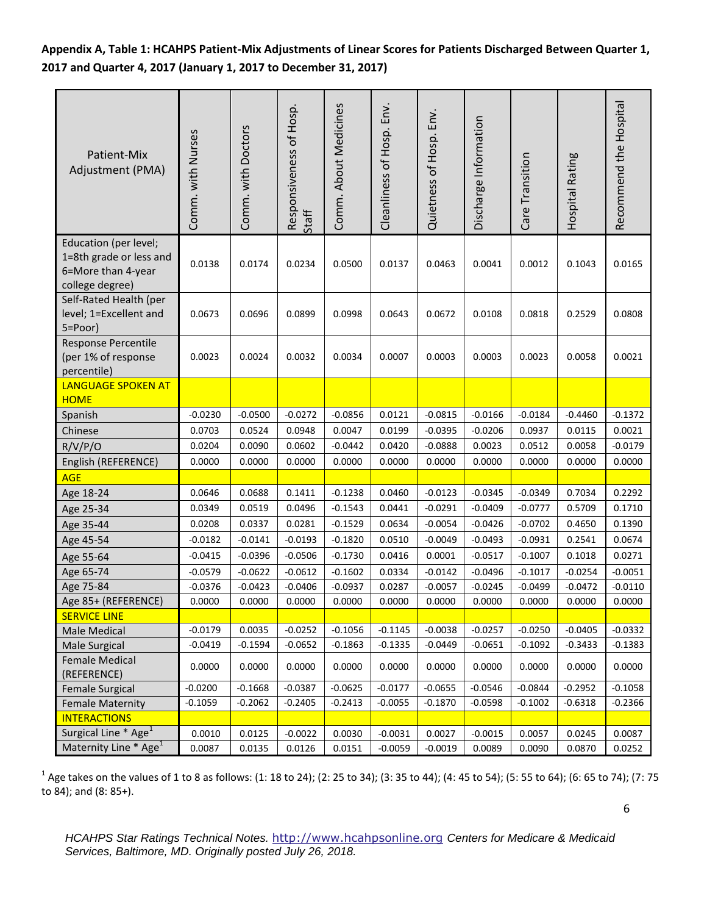**Appendix A, Table 1: HCAHPS Patient-Mix Adjustments of Linear Scores for Patients Discharged Between Quarter 1, 2017 and Quarter 4, 2017 (January 1, 2017 to December 31, 2017)**

| Patient-Mix Adjustment (PMA) | Comm. with Nurses | Comm. with Doctors | Responsiveness of Hosp. Staff | Comm. About Medicines | Cleanliness of Hosp. Env. | Quietness of Hosp. Env. | Discharge Information | Care Transition | Hospital Rating | Recommend the Hospital |
|---|---|---|---|---|---|---|---|---|---|---|
| Education (per level; 1=8th grade or less and 6=More than 4-year college degree) | 0.0138 | 0.0174 | 0.0234 | 0.0500 | 0.0137 | 0.0463 | 0.0041 | 0.0012 | 0.1043 | 0.0165 |
| Self-Rated Health (per level; 1=Excellent and 5=Poor) | 0.0673 | 0.0696 | 0.0899 | 0.0998 | 0.0643 | 0.0672 | 0.0108 | 0.0818 | 0.2529 | 0.0808 |
| Response Percentile (per 1% of response percentile) | 0.0023 | 0.0024 | 0.0032 | 0.0034 | 0.0007 | 0.0003 | 0.0003 | 0.0023 | 0.0058 | 0.0021 |
| LANGUAGE SPOKEN AT HOME | | | | | | | | | | |
| Spanish | -0.0230 | -0.0500 | -0.0272 | -0.0856 | 0.0121 | -0.0815 | -0.0166 | -0.0184 | -0.4460 | -0.1372 |
| Chinese | 0.0703 | 0.0524 | 0.0948 | 0.0047 | 0.0199 | -0.0395 | -0.0206 | 0.0937 | 0.0115 | 0.0021 |
| R/V/P/O | 0.0204 | 0.0090 | 0.0602 | -0.0442 | 0.0420 | -0.0888 | 0.0023 | 0.0512 | 0.0058 | -0.0179 |
| English (REFERENCE) | 0.0000 | 0.0000 | 0.0000 | 0.0000 | 0.0000 | 0.0000 | 0.0000 | 0.0000 | 0.0000 | 0.0000 |
| AGE | | | | | | | | | | |
| Age 18-24 | 0.0646 | 0.0688 | 0.1411 | -0.1238 | 0.0460 | -0.0123 | -0.0345 | -0.0349 | 0.7034 | 0.2292 |
| Age 25-34 | 0.0349 | 0.0519 | 0.0496 | -0.1543 | 0.0441 | -0.0291 | -0.0409 | -0.0777 | 0.5709 | 0.1710 |
| Age 35-44 | 0.0208 | 0.0337 | 0.0281 | -0.1529 | 0.0634 | -0.0054 | -0.0426 | -0.0702 | 0.4650 | 0.1390 |
| Age 45-54 | -0.0182 | -0.0141 | -0.0193 | -0.1820 | 0.0510 | -0.0049 | -0.0493 | -0.0931 | 0.2541 | 0.0674 |
| Age 55-64 | -0.0415 | -0.0396 | -0.0506 | -0.1730 | 0.0416 | 0.0001 | -0.0517 | -0.1007 | 0.1018 | 0.0271 |
| Age 65-74 | -0.0579 | -0.0622 | -0.0612 | -0.1602 | 0.0334 | -0.0142 | -0.0496 | -0.1017 | -0.0254 | -0.0051 |
| Age 75-84 | -0.0376 | -0.0423 | -0.0406 | -0.0937 | 0.0287 | -0.0057 | -0.0245 | -0.0499 | -0.0472 | -0.0110 |
| Age 85+ (REFERENCE) | 0.0000 | 0.0000 | 0.0000 | 0.0000 | 0.0000 | 0.0000 | 0.0000 | 0.0000 | 0.0000 | 0.0000 |
| SERVICE LINE | | | | | | | | | | |
| Male Medical | -0.0179 | 0.0035 | -0.0252 | -0.1056 | -0.1145 | -0.0038 | -0.0257 | -0.0250 | -0.0405 | -0.0332 |
| Male Surgical | -0.0419 | -0.1594 | -0.0652 | -0.1863 | -0.1335 | -0.0449 | -0.0651 | -0.1092 | -0.3433 | -0.1383 |
| Female Medical (REFERENCE) | 0.0000 | 0.0000 | 0.0000 | 0.0000 | 0.0000 | 0.0000 | 0.0000 | 0.0000 | 0.0000 | 0.0000 |
| Female Surgical | -0.0200 | -0.1668 | -0.0387 | -0.0625 | -0.0177 | -0.0655 | -0.0546 | -0.0844 | -0.2952 | -0.1058 |
| Female Maternity | -0.1059 | -0.2062 | -0.2405 | -0.2413 | -0.0055 | -0.1870 | -0.0598 | -0.1002 | -0.6318 | -0.2366 |
| INTERACTIONS | | | | | | | | | | |
| Surgical Line * Age[1] | 0.0010 | 0.0125 | -0.0022 | 0.0030 | -0.0031 | 0.0027 | -0.0015 | 0.0057 | 0.0245 | 0.0087 |
| Maternity Line * Age[1] | 0.0087 | 0.0135 | 0.0126 | 0.0151 | -0.0059 | -0.0019 | 0.0089 | 0.0090 | 0.0870 | 0.0252 |

[1] Age takes on the values of 1 to 8 as follows: (1: 18 to 24); (2: 25 to 34); (3: 35 to 44); (4: 45 to 54); (5: 55 to 64); (6: 65 to 74); (7: 75 to 84); and (8: 85+).

*HCAHPS Star Ratings Technical Notes.* http://www.hcahpsonline.org *Centers for Medicare & Medicaid Services, Baltimore, MD. Originally posted July 26, 2018.*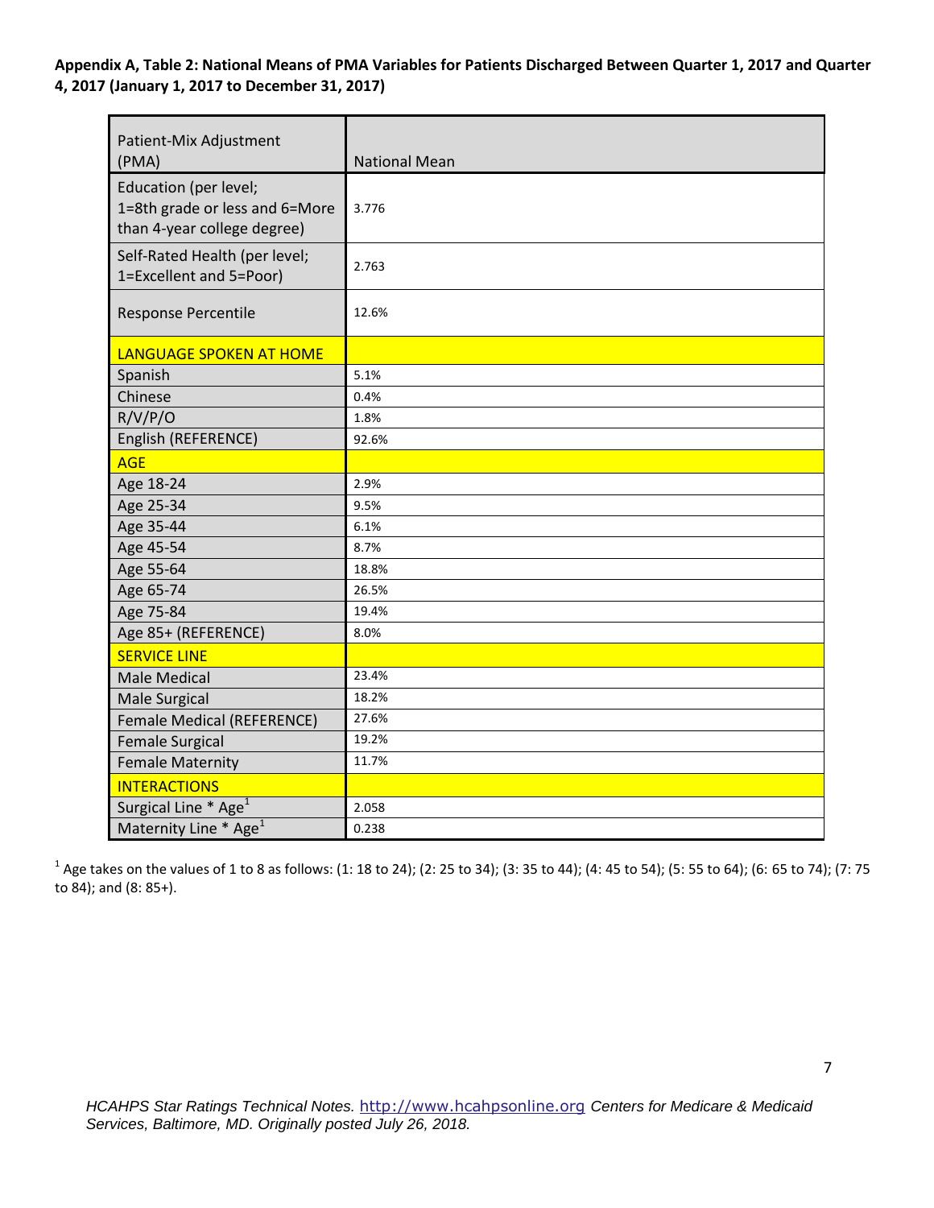**Appendix A, Table 2: National Means of PMA Variables for Patients Discharged Between Quarter 1, 2017 and Quarter 4, 2017 (January 1, 2017 to December 31, 2017)**

| Patient-Mix Adjustment (PMA) | National Mean |
|---|---|
| Education (per level; 1=8th grade or less and 6=More than 4-year college degree) | 3.776 |
| Self-Rated Health (per level; 1=Excellent and 5=Poor) | 2.763 |
| Response Percentile | 12.6% |
| LANGUAGE SPOKEN AT HOME | |
| Spanish | 5.1% |
| Chinese | 0.4% |
| R/V/P/O | 1.8% |
| English (REFERENCE) | 92.6% |
| AGE | |
| Age 18-24 | 2.9% |
| Age 25-34 | 9.5% |
| Age 35-44 | 6.1% |
| Age 45-54 | 8.7% |
| Age 55-64 | 18.8% |
| Age 65-74 | 26.5% |
| Age 75-84 | 19.4% |
| Age 85+ (REFERENCE) | 8.0% |
| SERVICE LINE | |
| Male Medical | 23.4% |
| Male Surgical | 18.2% |
| Female Medical (REFERENCE) | 27.6% |
| Female Surgical | 19.2% |
| Female Maternity | 11.7% |
| INTERACTIONS | |
| Surgical Line * Age[1] | 2.058 |
| Maternity Line * Age[1] | 0.238 |

[1] Age takes on the values of 1 to 8 as follows: (1: 18 to 24); (2: 25 to 34); (3: 35 to 44); (4: 45 to 54); (5: 55 to 64); (6: 65 to 74); (7: 75 to 84); and (8: 85+).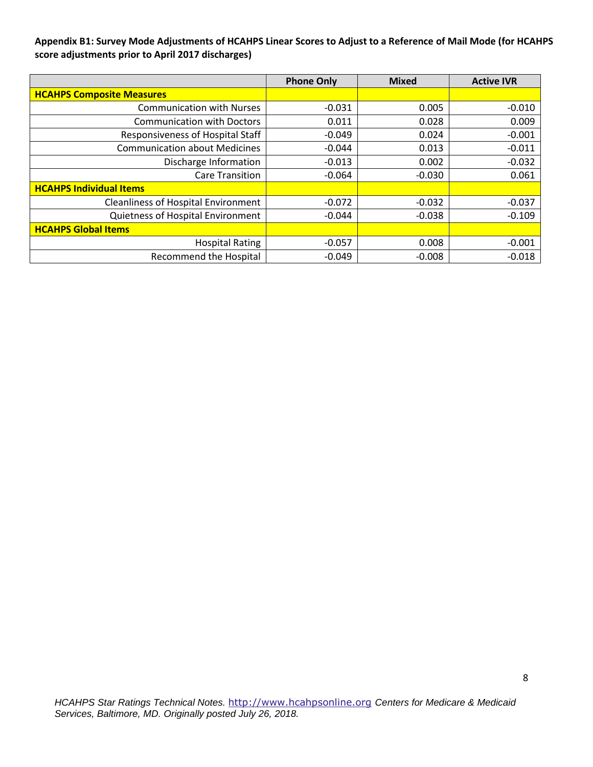**Appendix B1: Survey Mode Adjustments of HCAHPS Linear Scores to Adjust to a Reference of Mail Mode (for HCAHPS score adjustments prior to April 2017 discharges)**

| | Phone Only | Mixed | Active IVR |
|---|---|---|---|
| **HCAHPS Composite Measures** | | | |
| Communication with Nurses | -0.031 | 0.005 | -0.010 |
| Communication with Doctors | 0.011 | 0.028 | 0.009 |
| Responsiveness of Hospital Staff | -0.049 | 0.024 | -0.001 |
| Communication about Medicines | -0.044 | 0.013 | -0.011 |
| Discharge Information | -0.013 | 0.002 | -0.032 |
| Care Transition | -0.064 | -0.030 | 0.061 |
| **HCAHPS Individual Items** | | | |
| Cleanliness of Hospital Environment | -0.072 | -0.032 | -0.037 |
| Quietness of Hospital Environment | -0.044 | -0.038 | -0.109 |
| **HCAHPS Global Items** | | | |
| Hospital Rating | -0.057 | 0.008 | -0.001 |
| Recommend the Hospital | -0.049 | -0.008 | -0.018 |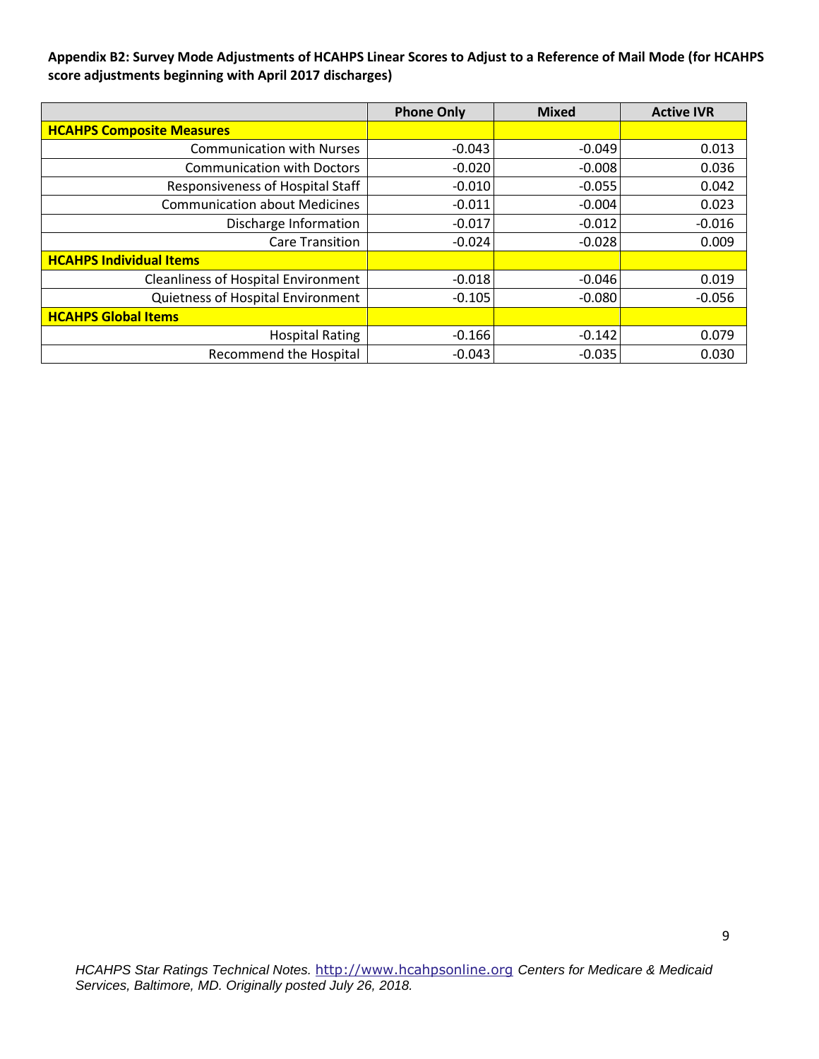**Appendix B2: Survey Mode Adjustments of HCAHPS Linear Scores to Adjust to a Reference of Mail Mode (for HCAHPS score adjustments beginning with April 2017 discharges)**

| | Phone Only | Mixed | Active IVR |
|---|---|---|---|
| **HCAHPS Composite Measures** | | | |
| Communication with Nurses | -0.043 | -0.049 | 0.013 |
| Communication with Doctors | -0.020 | -0.008 | 0.036 |
| Responsiveness of Hospital Staff | -0.010 | -0.055 | 0.042 |
| Communication about Medicines | -0.011 | -0.004 | 0.023 |
| Discharge Information | -0.017 | -0.012 | -0.016 |
| Care Transition | -0.024 | -0.028 | 0.009 |
| **HCAHPS Individual Items** | | | |
| Cleanliness of Hospital Environment | -0.018 | -0.046 | 0.019 |
| Quietness of Hospital Environment | -0.105 | -0.080 | -0.056 |
| **HCAHPS Global Items** | | | |
| Hospital Rating | -0.166 | -0.142 | 0.079 |
| Recommend the Hospital | -0.043 | -0.035 | 0.030 |

*HCAHPS Star Ratings Technical Notes.* http://www.hcahpsonline.org *Centers for Medicare & Medicaid Services, Baltimore, MD. Originally posted July 26, 2018.*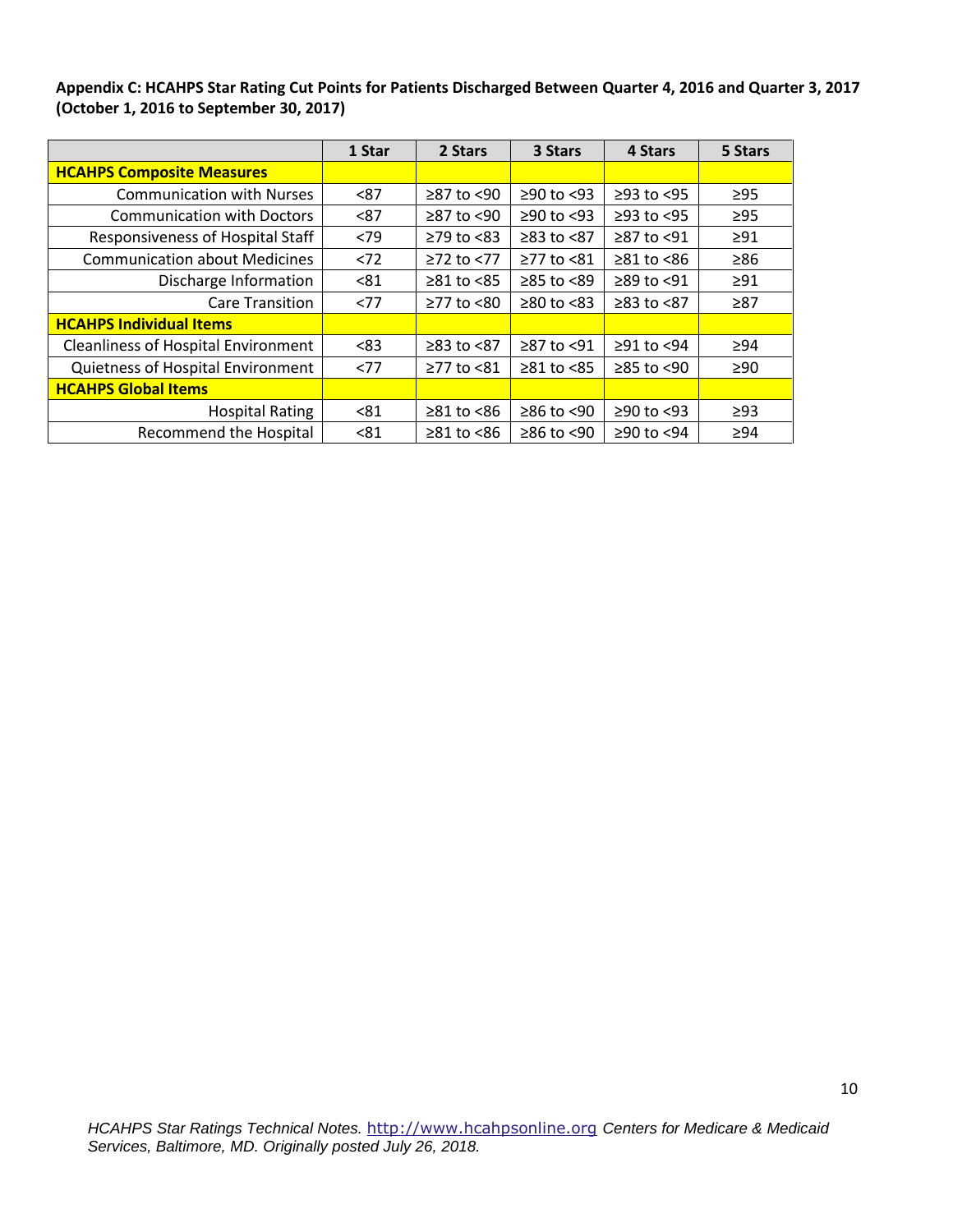**Appendix C: HCAHPS Star Rating Cut Points for Patients Discharged Between Quarter 4, 2016 and Quarter 3, 2017 (October 1, 2016 to September 30, 2017)**

| | 1 Star | 2 Stars | 3 Stars | 4 Stars | 5 Stars |
|---|---|---|---|---|---|
| **HCAHPS Composite Measures** | | | | | |
| Communication with Nurses | <87 | ≥87 to <90 | ≥90 to <93 | ≥93 to <95 | ≥95 |
| Communication with Doctors | <87 | ≥87 to <90 | ≥90 to <93 | ≥93 to <95 | ≥95 |
| Responsiveness of Hospital Staff | <79 | ≥79 to <83 | ≥83 to <87 | ≥87 to <91 | ≥91 |
| Communication about Medicines | <72 | ≥72 to <77 | ≥77 to <81 | ≥81 to <86 | ≥86 |
| Discharge Information | <81 | ≥81 to <85 | ≥85 to <89 | ≥89 to <91 | ≥91 |
| Care Transition | <77 | ≥77 to <80 | ≥80 to <83 | ≥83 to <87 | ≥87 |
| **HCAHPS Individual Items** | | | | | |
| Cleanliness of Hospital Environment | <83 | ≥83 to <87 | ≥87 to <91 | ≥91 to <94 | ≥94 |
| Quietness of Hospital Environment | <77 | ≥77 to <81 | ≥81 to <85 | ≥85 to <90 | ≥90 |
| **HCAHPS Global Items** | | | | | |
| Hospital Rating | <81 | ≥81 to <86 | ≥86 to <90 | ≥90 to <93 | ≥93 |
| Recommend the Hospital | <81 | ≥81 to <86 | ≥86 to <90 | ≥90 to <94 | ≥94 |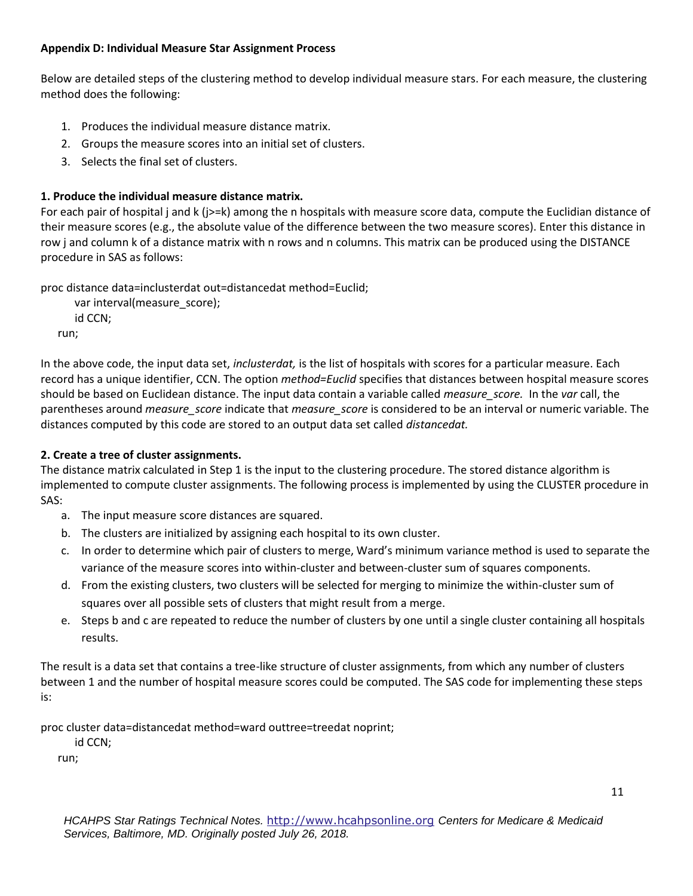**Appendix D: Individual Measure Star Assignment Process**

Below are detailed steps of the clustering method to develop individual measure stars. For each measure, the clustering method does the following:

1. Produces the individual measure distance matrix.
2. Groups the measure scores into an initial set of clusters.
3. Selects the final set of clusters.

**1. Produce the individual measure distance matrix.**

For each pair of hospital j and k (j>=k) among the n hospitals with measure score data, compute the Euclidian distance of their measure scores (e.g., the absolute value of the difference between the two measure scores). Enter this distance in row j and column k of a distance matrix with n rows and n columns. This matrix can be produced using the DISTANCE procedure in SAS as follows:

```
proc distance data=inclusterdat out=distancedat method=Euclid;
    var interval(measure_score);
    id CCN;
run;
```

In the above code, the input data set, *inclusterdat,* is the list of hospitals with scores for a particular measure. Each record has a unique identifier, CCN. The option *method=Euclid* specifies that distances between hospital measure scores should be based on Euclidean distance. The input data contain a variable called *measure_score.* In the *var* call, the parentheses around *measure_score* indicate that *measure_score* is considered to be an interval or numeric variable. The distances computed by this code are stored to an output data set called *distancedat.*

**2. Create a tree of cluster assignments.**

The distance matrix calculated in Step 1 is the input to the clustering procedure. The stored distance algorithm is implemented to compute cluster assignments. The following process is implemented by using the CLUSTER procedure in SAS:

a. The input measure score distances are squared.
b. The clusters are initialized by assigning each hospital to its own cluster.
c. In order to determine which pair of clusters to merge, Ward's minimum variance method is used to separate the variance of the measure scores into within-cluster and between-cluster sum of squares components.
d. From the existing clusters, two clusters will be selected for merging to minimize the within-cluster sum of squares over all possible sets of clusters that might result from a merge.
e. Steps b and c are repeated to reduce the number of clusters by one until a single cluster containing all hospitals results.

The result is a data set that contains a tree-like structure of cluster assignments, from which any number of clusters between 1 and the number of hospital measure scores could be computed. The SAS code for implementing these steps is:

```
proc cluster data=distancedat method=ward outtree=treedat noprint;
    id CCN;
run;
```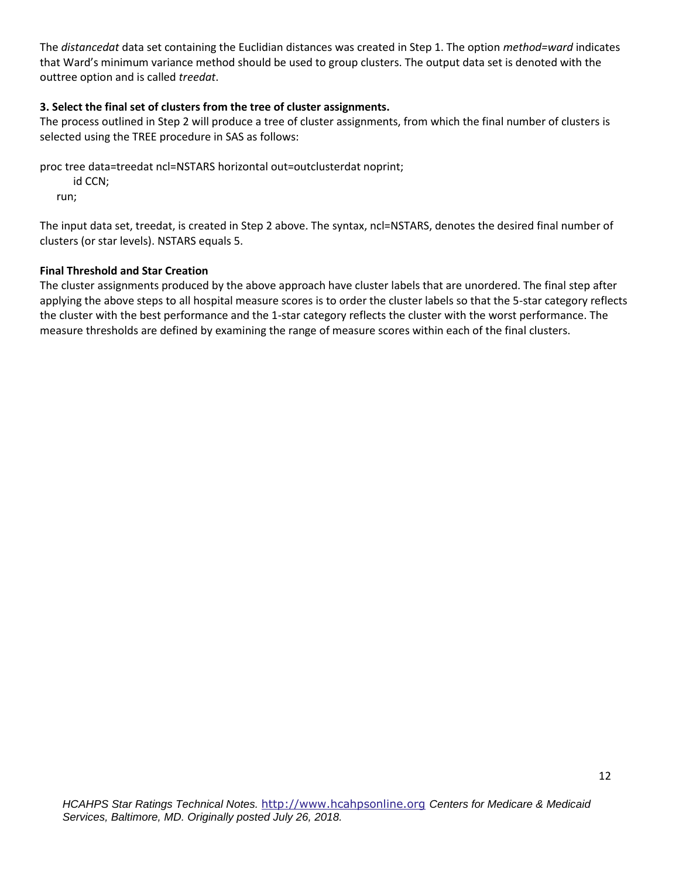The *distancedat* data set containing the Euclidian distances was created in Step 1. The option *method=ward* indicates that Ward's minimum variance method should be used to group clusters. The output data set is denoted with the outtree option and is called *treedat*.

**3. Select the final set of clusters from the tree of cluster assignments.**

The process outlined in Step 2 will produce a tree of cluster assignments, from which the final number of clusters is selected using the TREE procedure in SAS as follows:

```
proc tree data=treedat ncl=NSTARS horizontal out=outclusterdat noprint;
        id CCN;
    run;
```

The input data set, treedat, is created in Step 2 above. The syntax, ncl=NSTARS, denotes the desired final number of clusters (or star levels). NSTARS equals 5.

**Final Threshold and Star Creation**

The cluster assignments produced by the above approach have cluster labels that are unordered. The final step after applying the above steps to all hospital measure scores is to order the cluster labels so that the 5-star category reflects the cluster with the best performance and the 1-star category reflects the cluster with the worst performance. The measure thresholds are defined by examining the range of measure scores within each of the final clusters.